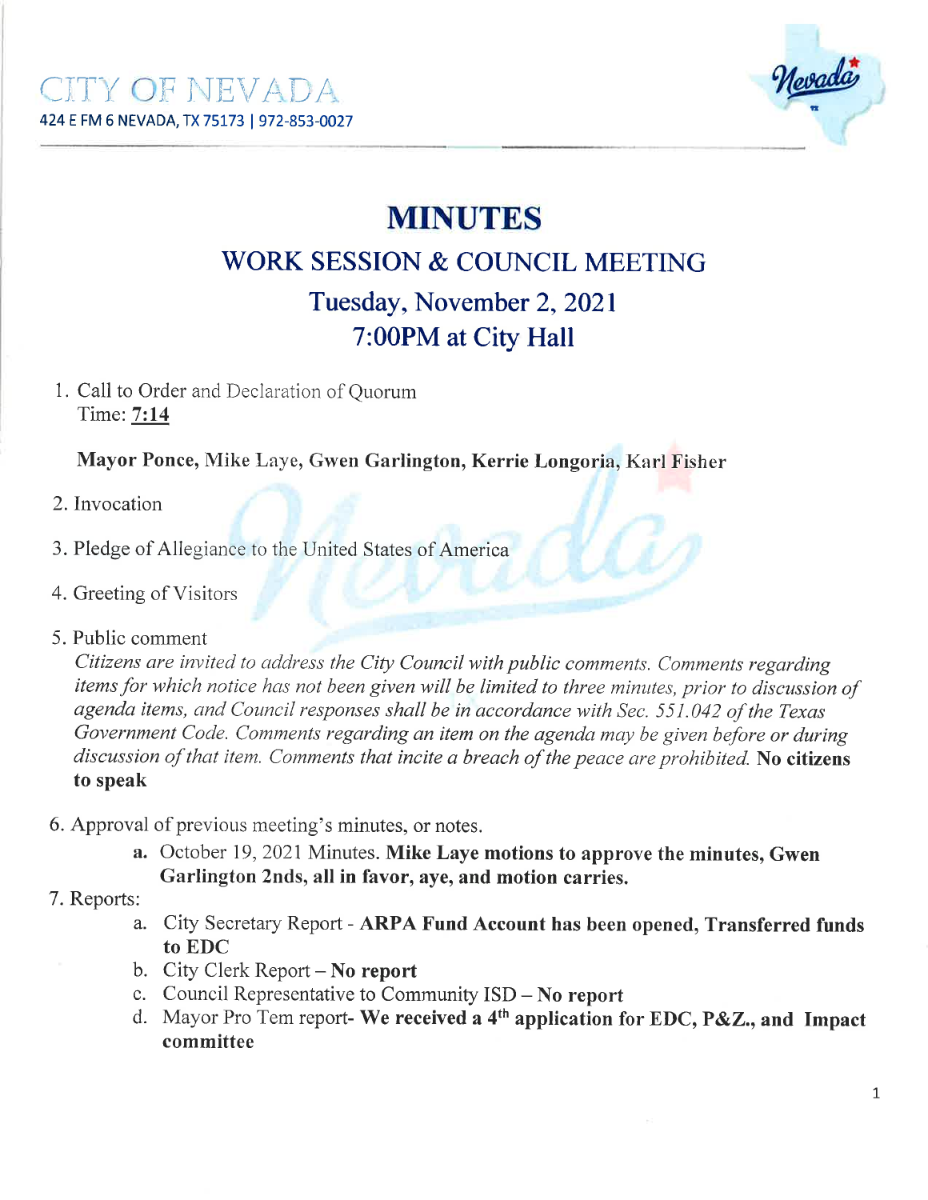CITY OF NEVADA

424 E FM 6 NEVADA, TX 75173 | 972-853-0027

# MINUTES

## WORK SESSION & COUNCIL MEETING

## Tuesday, November 2, 2021

## 7:00PM at City Hall

1. Call to Order and Declaration of Quorum
   Time: **7:14**

   **Mayor Ponce,** Mike Laye, **Gwen Garlington, Kerrie Longoria,** Karl Fisher

2. Invocation

3. Pledge of Allegiance to the United States of America

4. Greeting of Visitors

5. Public comment
   *Citizens are invited to address the City Council with public comments. Comments regarding items for which notice has not been given will be limited to three minutes, prior to discussion of agenda items, and Council responses shall be in accordance with Sec. 551.042 of the Texas Government Code. Comments regarding an item on the agenda may be given before or during discussion of that item. Comments that incite a breach of the peace are prohibited.* **No citizens to speak**

6. Approval of previous meeting's minutes, or notes.
   a. October 19, 2021 Minutes. **Mike Laye motions to approve the minutes, Gwen Garlington 2nds, all in favor, aye, and motion carries.**

7. Reports:
   a. City Secretary Report - **ARPA Fund Account has been opened, Transferred funds to EDC**
   b. City Clerk Report – **No report**
   c. Council Representative to Community ISD – **No report**
   d. Mayor Pro Tem report- **We received a 4th application for EDC, P&Z., and Impact committee**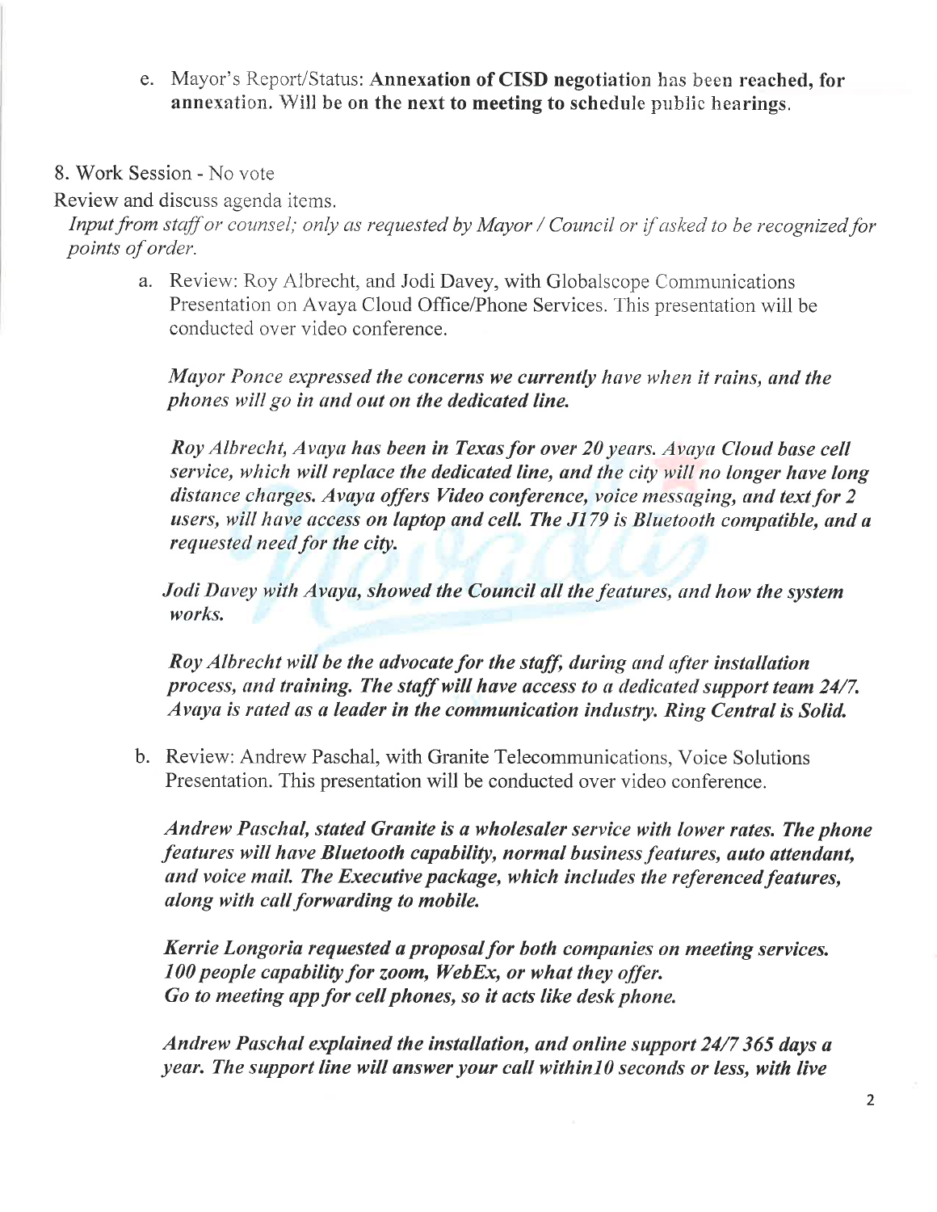e. Mayor's Report/Status: **Annexation of CISD negotiation** has been **reached, for annexation.** Will **be on the next to meeting to schedule** public hearings.

8. Work Session - No vote

Review and discuss agenda items.

*Input from staff or counsel; only as requested by Mayor / Council or if asked to be recognized for points of order.*

a. Review: Roy Albrecht, and Jodi Davey, with Globalscope Communications Presentation on Avaya Cloud Office/Phone Services. This presentation will be conducted over video conference.

***Mayor Ponce expressed the concerns we currently have when it rains, and the phones will go in and out on the dedicated line.***

***Roy Albrecht, Avaya has been in Texas for over 20 years. Avaya Cloud base cell service, which will replace the dedicated line, and the city will no longer have long distance charges. Avaya offers Video conference, voice messaging, and text for 2 users, will have access on laptop and cell. The J179 is Bluetooth compatible, and a requested need for the city.***

***Jodi Davey with Avaya, showed the Council all the features, and how the system works.***

***Roy Albrecht will be the advocate for the staff, during and after installation process, and training. The staff will have access to a dedicated support team 24/7. Avaya is rated as a leader in the communication industry. Ring Central is Solid.***

b. Review: Andrew Paschal, with Granite Telecommunications, Voice Solutions Presentation. This presentation will be conducted over video conference.

***Andrew Paschal, stated Granite is a wholesaler service with lower rates. The phone features will have Bluetooth capability, normal business features, auto attendant, and voice mail. The Executive package, which includes the referenced features, along with call forwarding to mobile.***

***Kerrie Longoria requested a proposal for both companies on meeting services. 100 people capability for zoom, WebEx, or what they offer. Go to meeting app for cell phones, so it acts like desk phone.***

***Andrew Paschal explained the installation, and online support 24/7 365 days a year. The support line will answer your call within10 seconds or less, with live***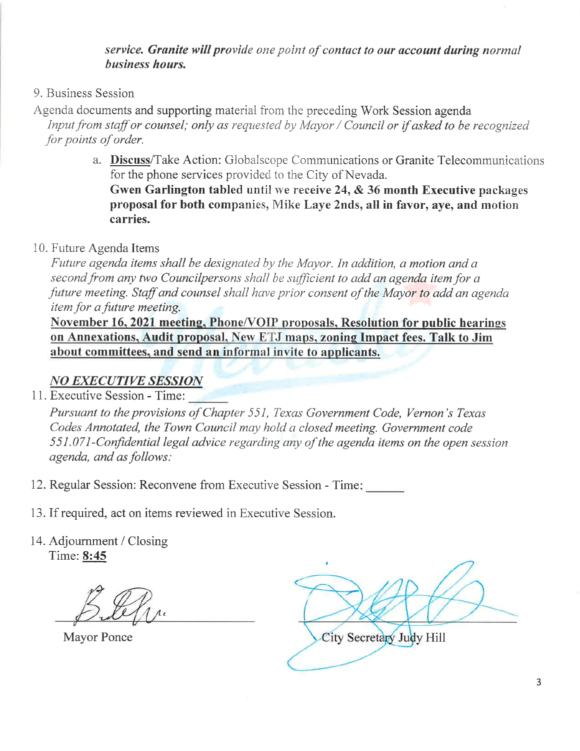*service. **Granite will provide** one point of contact to **our account during** normal* ***business hours.***

9. Business Session

Agenda documents and supporting material from the preceding Work Session agenda
*Input from staff or counsel; only as requested by Mayor / Council or if asked to be recognized for points of order.*

a. **Discuss**/Take Action: Globalscope Communications or Granite Telecommunications for the phone services provided to the City of Nevada.
**Gwen Garlington tabled until we receive 24, & 36 month Executive packages proposal for both companies, Mike Laye 2nds, all in favor, aye, and motion carries.**

10. Future Agenda Items

*Future agenda items shall be designated by the Mayor. In addition, a motion and a second from any two Councilpersons shall be sufficient to add an agenda item for a future meeting. Staff and counsel shall have prior consent of the Mayor to add an agenda item for a future meeting.*

**November 16, 2021 meeting, Phone/VOIP proposals, Resolution for public hearings on Annexations, Audit proposal, New ETJ maps, zoning Impact fees. Talk to Jim about committees, and send an informal invite to applicants.**

***NO EXECUTIVE SESSION***

11. Executive Session - Time: ______

*Pursuant to the provisions of Chapter 551, Texas Government Code, Vernon's Texas Codes Annotated, the Town Council may hold a closed meeting. Government code 551.071-Confidential legal advice regarding any of the agenda items on the open session agenda, and as follows:*

12. Regular Session: Reconvene from Executive Session - Time: ______

13. If required, act on items reviewed in Executive Session.

14. Adjournment / Closing
Time: **8:45**

Mayor Ponce

City Secretary Judy Hill